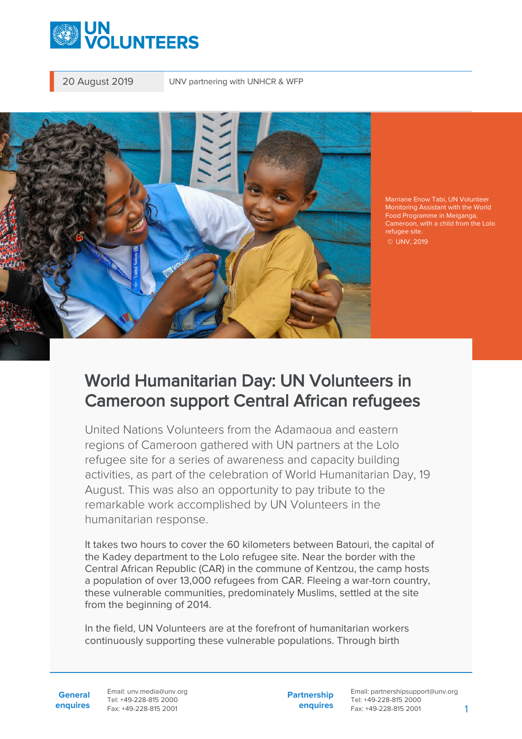20 August 2019 | UNV partnering with UNHCR & WFP

Marriane Enow Tabi, UN Volunteer Monitoring Assistant with the World Food Programme in Meiganga, Cameroon, with a child from the Lolo refugee site.
© UNV, 2019

# World Humanitarian Day: UN Volunteers in Cameroon support Central African refugees

United Nations Volunteers from the Adamaoua and eastern regions of Cameroon gathered with UN partners at the Lolo refugee site for a series of awareness and capacity building activities, as part of the celebration of World Humanitarian Day, 19 August. This was also an opportunity to pay tribute to the remarkable work accomplished by UN Volunteers in the humanitarian response.

It takes two hours to cover the 60 kilometers between Batouri, the capital of the Kadey department to the Lolo refugee site. Near the border with the Central African Republic (CAR) in the commune of Kentzou, the camp hosts a population of over 13,000 refugees from CAR. Fleeing a war-torn country, these vulnerable communities, predominately Muslims, settled at the site from the beginning of 2014.

In the field, UN Volunteers are at the forefront of humanitarian workers continuously supporting these vulnerable populations. Through birth

**General enquires** Email: unv.media@unv.org Tel: +49-228-815 2000 Fax: +49-228-815 2001

**Partnership enquires** Email: partnershipsupport@unv.org Tel: +49-228-815 2000 Fax: +49-228-815 2001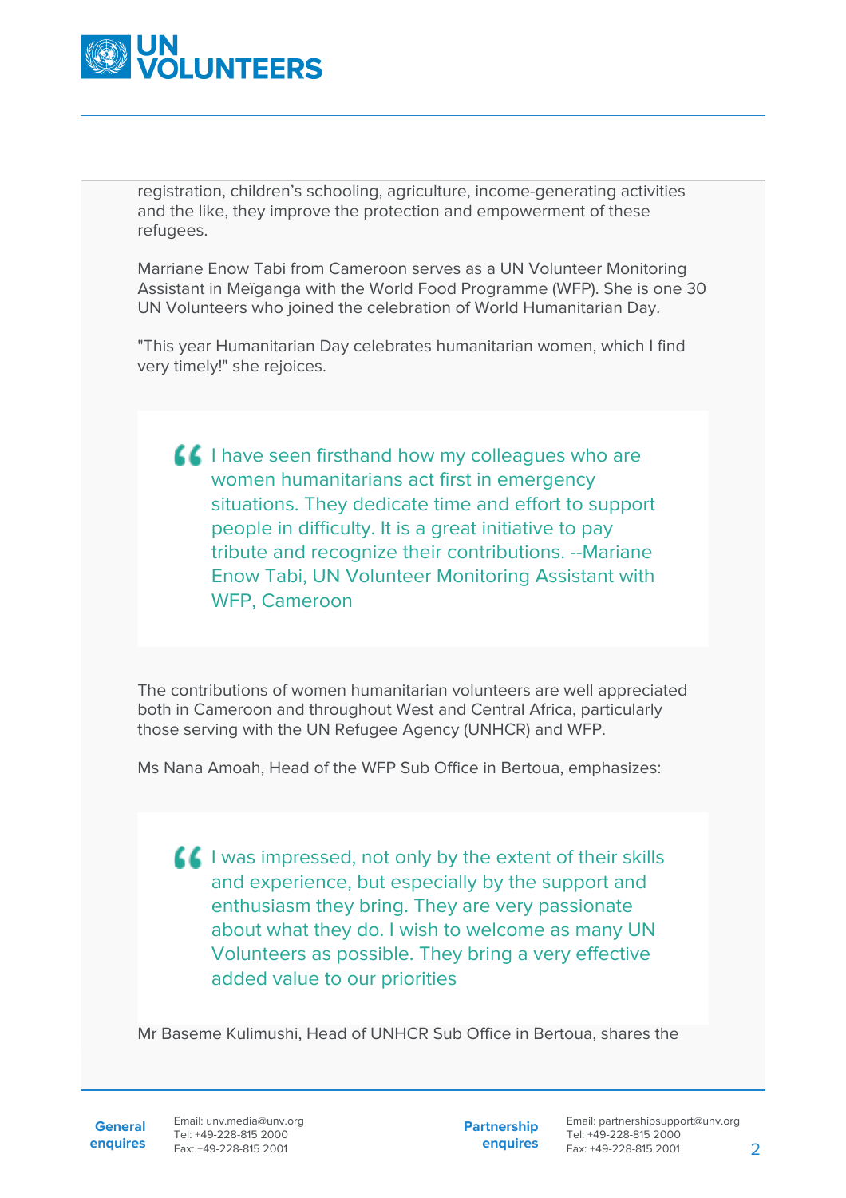registration, children's schooling, agriculture, income-generating activities and the like, they improve the protection and empowerment of these refugees.

Marriane Enow Tabi from Cameroon serves as a UN Volunteer Monitoring Assistant in Meïganga with the World Food Programme (WFP). She is one 30 UN Volunteers who joined the celebration of World Humanitarian Day.

"This year Humanitarian Day celebrates humanitarian women, which I find very timely!" she rejoices.

> I have seen firsthand how my colleagues who are women humanitarians act first in emergency situations. They dedicate time and effort to support people in difficulty. It is a great initiative to pay tribute and recognize their contributions. --Mariane Enow Tabi, UN Volunteer Monitoring Assistant with WFP, Cameroon

The contributions of women humanitarian volunteers are well appreciated both in Cameroon and throughout West and Central Africa, particularly those serving with the UN Refugee Agency (UNHCR) and WFP.

Ms Nana Amoah, Head of the WFP Sub Office in Bertoua, emphasizes:

> I was impressed, not only by the extent of their skills and experience, but especially by the support and enthusiasm they bring. They are very passionate about what they do. I wish to welcome as many UN Volunteers as possible. They bring a very effective added value to our priorities

Mr Baseme Kulimushi, Head of UNHCR Sub Office in Bertoua, shares the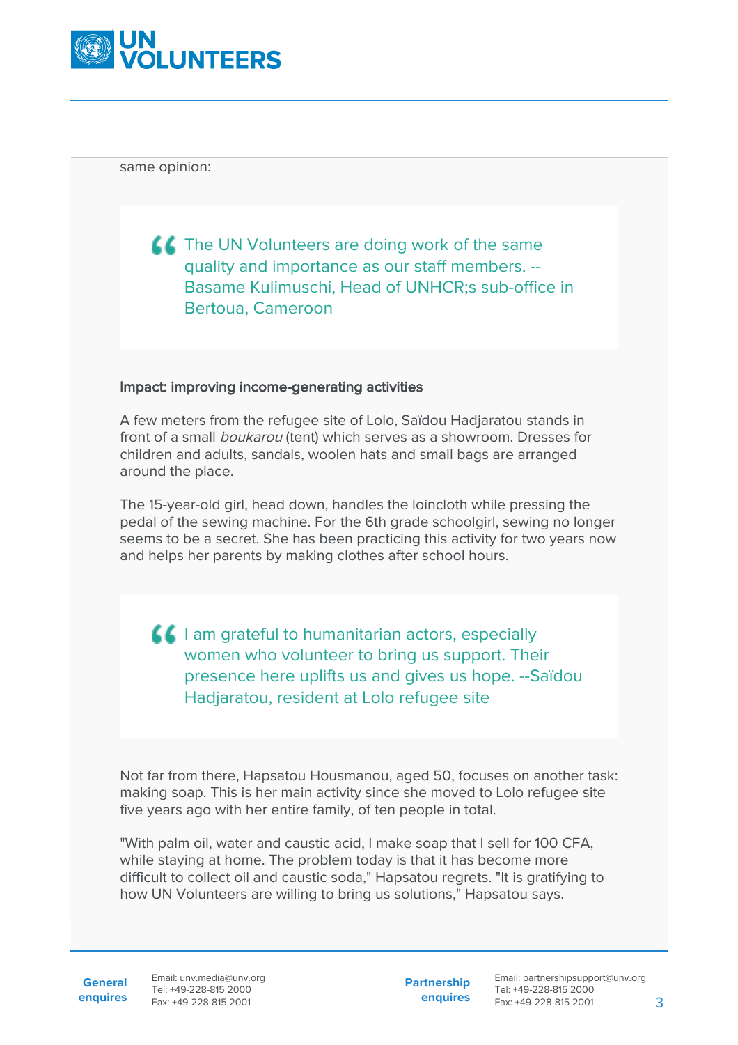same opinion:

> The UN Volunteers are doing work of the same quality and importance as our staff members. -- Basame Kulimuschi, Head of UNHCR;s sub-office in Bertoua, Cameroon

**Impact: improving income-generating activities**

A few meters from the refugee site of Lolo, Saïdou Hadjaratou stands in front of a small *boukarou* (tent) which serves as a showroom. Dresses for children and adults, sandals, woolen hats and small bags are arranged around the place.

The 15-year-old girl, head down, handles the loincloth while pressing the pedal of the sewing machine. For the 6th grade schoolgirl, sewing no longer seems to be a secret. She has been practicing this activity for two years now and helps her parents by making clothes after school hours.

> I am grateful to humanitarian actors, especially women who volunteer to bring us support. Their presence here uplifts us and gives us hope. --Saïdou Hadjaratou, resident at Lolo refugee site

Not far from there, Hapsatou Housmanou, aged 50, focuses on another task: making soap. This is her main activity since she moved to Lolo refugee site five years ago with her entire family, of ten people in total.

"With palm oil, water and caustic acid, I make soap that I sell for 100 CFA, while staying at home. The problem today is that it has become more difficult to collect oil and caustic soda," Hapsatou regrets. "It is gratifying to how UN Volunteers are willing to bring us solutions," Hapsatou says.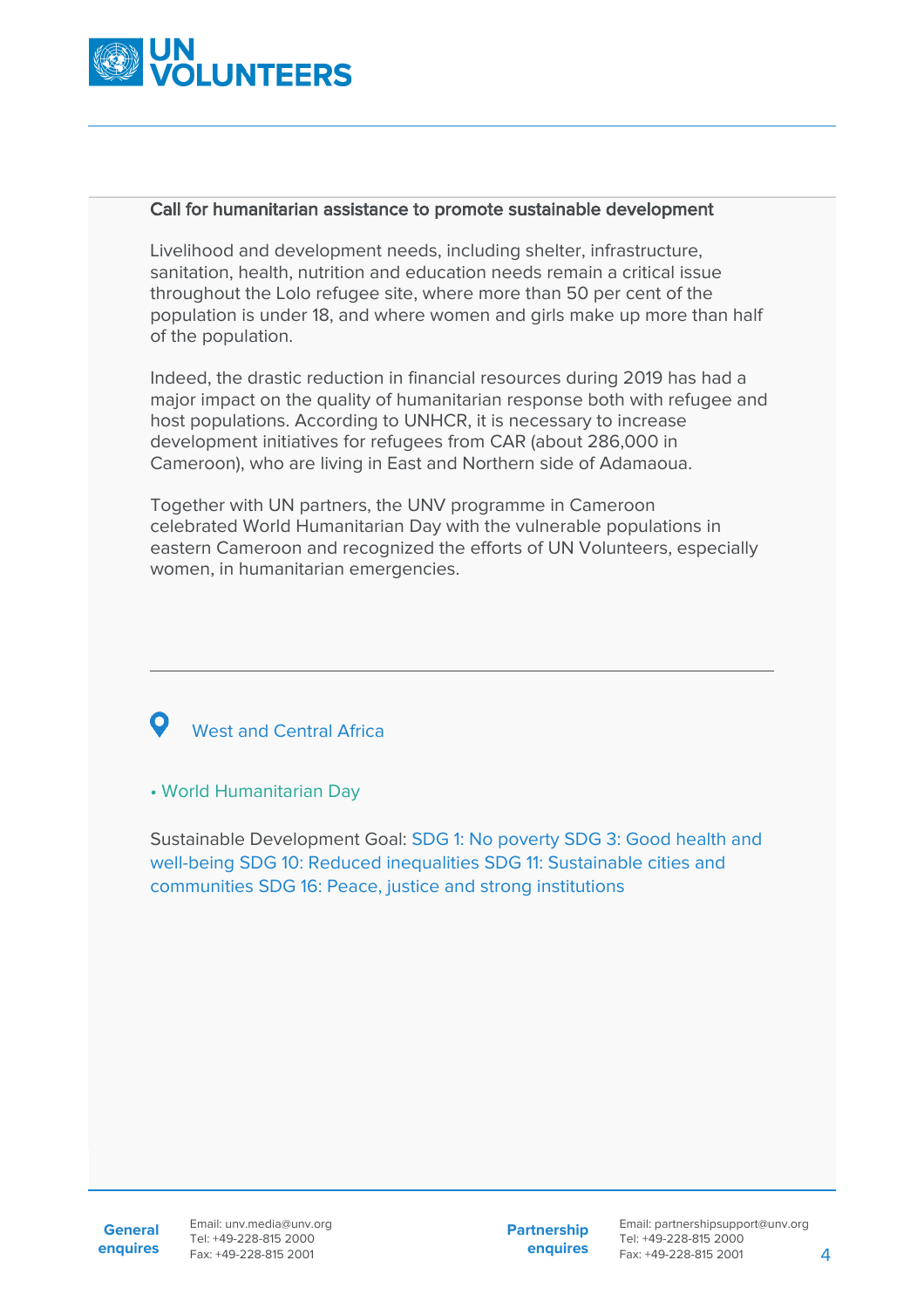**Call for humanitarian assistance to promote sustainable development**

Livelihood and development needs, including shelter, infrastructure, sanitation, health, nutrition and education needs remain a critical issue throughout the Lolo refugee site, where more than 50 per cent of the population is under 18, and where women and girls make up more than half of the population.

Indeed, the drastic reduction in financial resources during 2019 has had a major impact on the quality of humanitarian response both with refugee and host populations. According to UNHCR, it is necessary to increase development initiatives for refugees from CAR (about 286,000 in Cameroon), who are living in East and Northern side of Adamaoua.

Together with UN partners, the UNV programme in Cameroon celebrated World Humanitarian Day with the vulnerable populations in eastern Cameroon and recognized the efforts of UN Volunteers, especially women, in humanitarian emergencies.

---

West and Central Africa

• World Humanitarian Day

Sustainable Development Goal: SDG 1: No poverty SDG 3: Good health and well-being SDG 10: Reduced inequalities SDG 11: Sustainable cities and communities SDG 16: Peace, justice and strong institutions

**General enquires**
Email: unv.media@unv.org
Tel: +49-228-815 2000
Fax: +49-228-815 2001

**Partnership enquires**
Email: partnershipsupport@unv.org
Tel: +49-228-815 2000
Fax: +49-228-815 2001